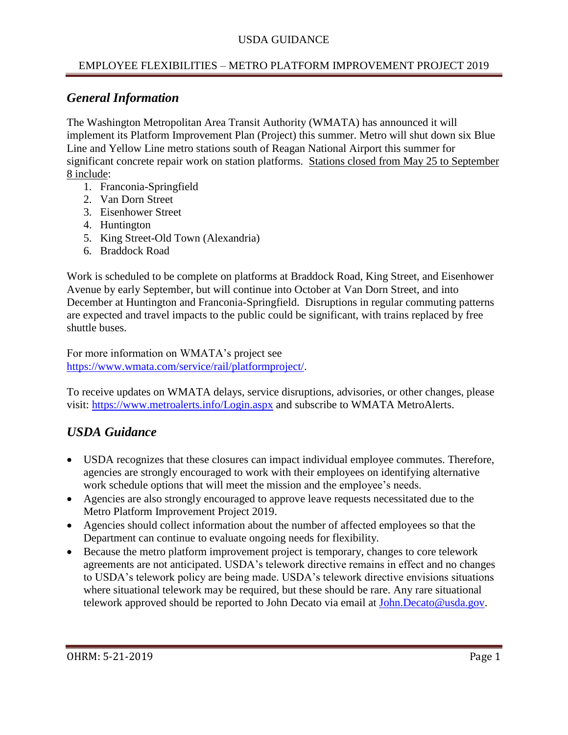USDA GUIDANCE

EMPLOYEE FLEXIBILITIES – METRO PLATFORM IMPROVEMENT PROJECT 2019

## *General Information*

The Washington Metropolitan Area Transit Authority (WMATA) has announced it will implement its Platform Improvement Plan (Project) this summer. Metro will shut down six Blue Line and Yellow Line metro stations south of Reagan National Airport this summer for significant concrete repair work on station platforms. Stations closed from May 25 to September 8 include:

1. Franconia-Springfield
2. Van Dorn Street
3. Eisenhower Street
4. Huntington
5. King Street-Old Town (Alexandria)
6. Braddock Road

Work is scheduled to be complete on platforms at Braddock Road, King Street, and Eisenhower Avenue by early September, but will continue into October at Van Dorn Street, and into December at Huntington and Franconia-Springfield. Disruptions in regular commuting patterns are expected and travel impacts to the public could be significant, with trains replaced by free shuttle buses.

For more information on WMATA's project see https://www.wmata.com/service/rail/platformproject/.

To receive updates on WMATA delays, service disruptions, advisories, or other changes, please visit: https://www.metroalerts.info/Login.aspx and subscribe to WMATA MetroAlerts.

## *USDA Guidance*

- USDA recognizes that these closures can impact individual employee commutes. Therefore, agencies are strongly encouraged to work with their employees on identifying alternative work schedule options that will meet the mission and the employee's needs.
- Agencies are also strongly encouraged to approve leave requests necessitated due to the Metro Platform Improvement Project 2019.
- Agencies should collect information about the number of affected employees so that the Department can continue to evaluate ongoing needs for flexibility.
- Because the metro platform improvement project is temporary, changes to core telework agreements are not anticipated. USDA's telework directive remains in effect and no changes to USDA's telework policy are being made. USDA's telework directive envisions situations where situational telework may be required, but these should be rare. Any rare situational telework approved should be reported to John Decato via email at John.Decato@usda.gov.

OHRM: 5-21-2019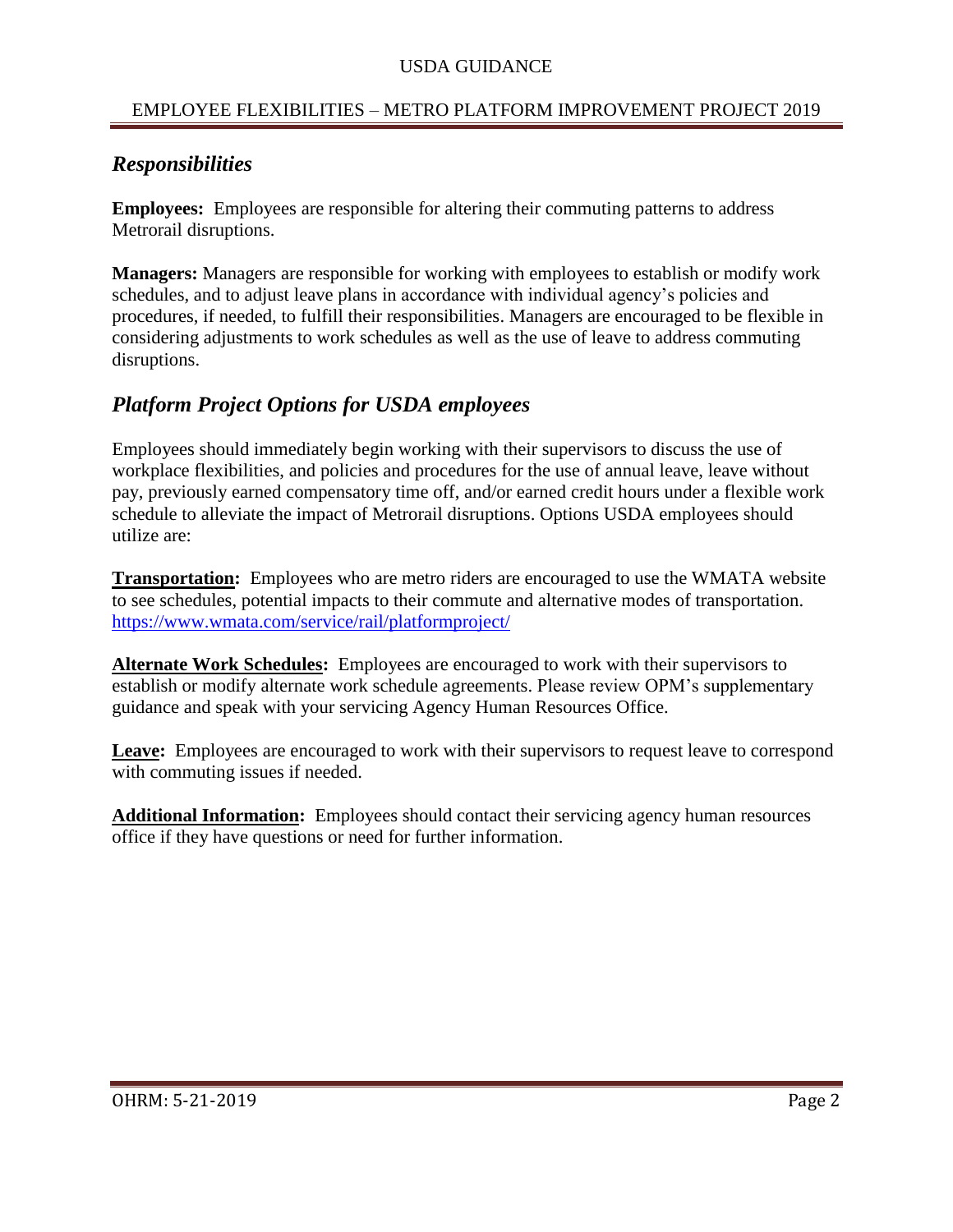## *Responsibilities*

**Employees:** Employees are responsible for altering their commuting patterns to address Metrorail disruptions.

**Managers:** Managers are responsible for working with employees to establish or modify work schedules, and to adjust leave plans in accordance with individual agency's policies and procedures, if needed, to fulfill their responsibilities. Managers are encouraged to be flexible in considering adjustments to work schedules as well as the use of leave to address commuting disruptions.

## *Platform Project Options for USDA employees*

Employees should immediately begin working with their supervisors to discuss the use of workplace flexibilities, and policies and procedures for the use of annual leave, leave without pay, previously earned compensatory time off, and/or earned credit hours under a flexible work schedule to alleviate the impact of Metrorail disruptions. Options USDA employees should utilize are:

**Transportation:** Employees who are metro riders are encouraged to use the WMATA website to see schedules, potential impacts to their commute and alternative modes of transportation. https://www.wmata.com/service/rail/platformproject/

**Alternate Work Schedules:** Employees are encouraged to work with their supervisors to establish or modify alternate work schedule agreements. Please review OPM's supplementary guidance and speak with your servicing Agency Human Resources Office.

**Leave:** Employees are encouraged to work with their supervisors to request leave to correspond with commuting issues if needed.

**Additional Information:** Employees should contact their servicing agency human resources office if they have questions or need for further information.